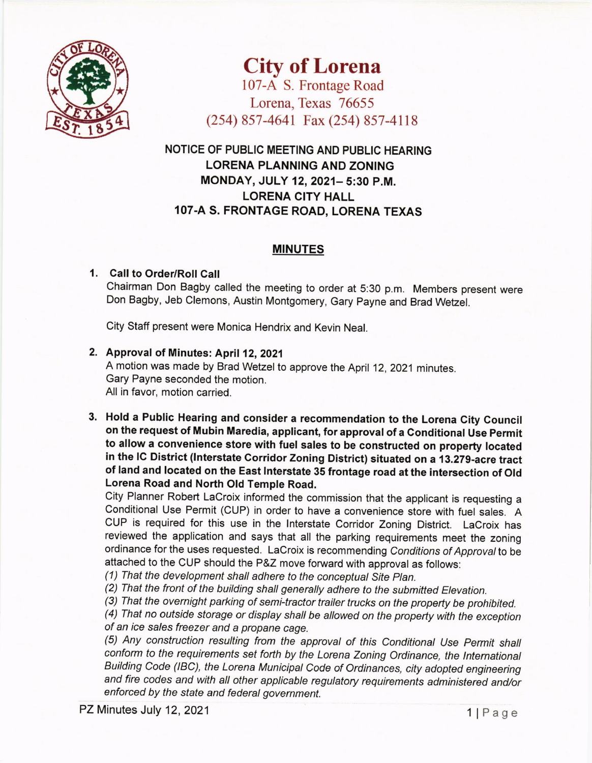# City of Lorena

107-A S. Frontage Road
Lorena, Texas 76655
(254) 857-4641 Fax (254) 857-4118

## NOTICE OF PUBLIC MEETING AND PUBLIC HEARING
## LORENA PLANNING AND ZONING
## MONDAY, JULY 12, 2021– 5:30 P.M.
## LORENA CITY HALL
## 107-A S. FRONTAGE ROAD, LORENA TEXAS

### MINUTES

1. **Call to Order/Roll Call**
   Chairman Don Bagby called the meeting to order at 5:30 p.m. Members present were Don Bagby, Jeb Clemons, Austin Montgomery, Gary Payne and Brad Wetzel.

   City Staff present were Monica Hendrix and Kevin Neal.

2. **Approval of Minutes: April 12, 2021**
   A motion was made by Brad Wetzel to approve the April 12, 2021 minutes.
   Gary Payne seconded the motion.
   All in favor, motion carried.

3. **Hold a Public Hearing and consider a recommendation to the Lorena City Council on the request of Mubin Maredia, applicant, for approval of a Conditional Use Permit to allow a convenience store with fuel sales to be constructed on property located in the IC District (Interstate Corridor Zoning District) situated on a 13.279-acre tract of land and located on the East Interstate 35 frontage road at the intersection of Old Lorena Road and North Old Temple Road.**
   City Planner Robert LaCroix informed the commission that the applicant is requesting a Conditional Use Permit (CUP) in order to have a convenience store with fuel sales. A CUP is required for this use in the Interstate Corridor Zoning District. LaCroix has reviewed the application and says that all the parking requirements meet the zoning ordinance for the uses requested. LaCroix is recommending *Conditions of Approval* to be attached to the CUP should the P&Z move forward with approval as follows:
   *(1) That the development shall adhere to the conceptual Site Plan.*
   *(2) That the front of the building shall generally adhere to the submitted Elevation.*
   *(3) That the overnight parking of semi-tractor trailer trucks on the property be prohibited.*
   *(4) That no outside storage or display shall be allowed on the property with the exception of an ice sales freezer and a propane cage.*
   *(5) Any construction resulting from the approval of this Conditional Use Permit shall conform to the requirements set forth by the Lorena Zoning Ordinance, the International Building Code (IBC), the Lorena Municipal Code of Ordinances, city adopted engineering and fire codes and with all other applicable regulatory requirements administered and/or enforced by the state and federal government.*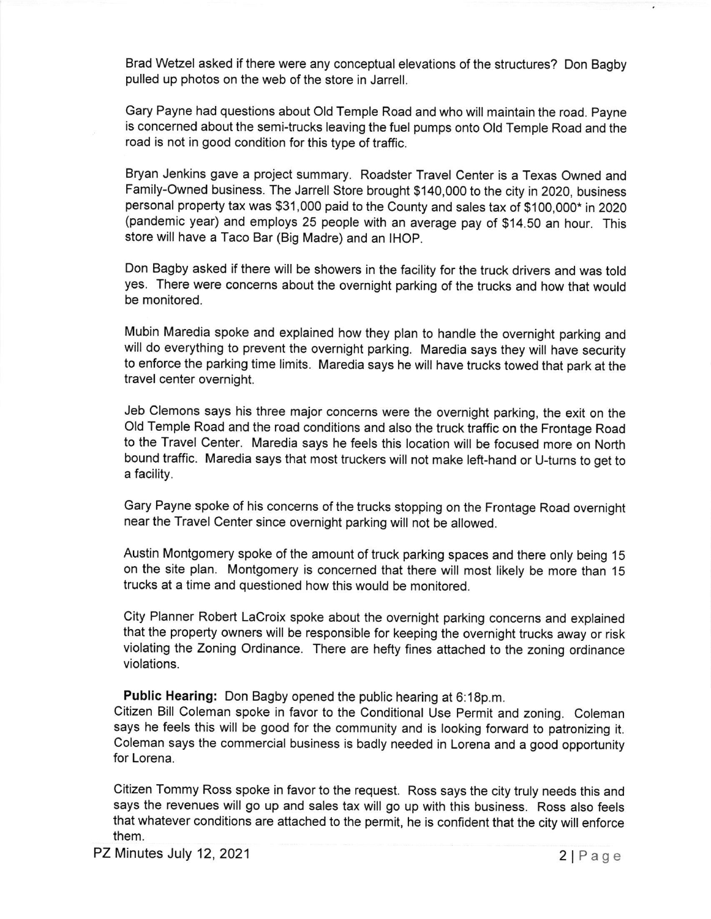Brad Wetzel asked if there were any conceptual elevations of the structures? Don Bagby pulled up photos on the web of the store in Jarrell.

Gary Payne had questions about Old Temple Road and who will maintain the road. Payne is concerned about the semi-trucks leaving the fuel pumps onto Old Temple Road and the road is not in good condition for this type of traffic.

Bryan Jenkins gave a project summary. Roadster Travel Center is a Texas Owned and Family-Owned business. The Jarrell Store brought $140,000 to the city in 2020, business personal property tax was $31,000 paid to the County and sales tax of $100,000* in 2020 (pandemic year) and employs 25 people with an average pay of $14.50 an hour. This store will have a Taco Bar (Big Madre) and an IHOP.

Don Bagby asked if there will be showers in the facility for the truck drivers and was told yes. There were concerns about the overnight parking of the trucks and how that would be monitored.

Mubin Maredia spoke and explained how they plan to handle the overnight parking and will do everything to prevent the overnight parking. Maredia says they will have security to enforce the parking time limits. Maredia says he will have trucks towed that park at the travel center overnight.

Jeb Clemons says his three major concerns were the overnight parking, the exit on the Old Temple Road and the road conditions and also the truck traffic on the Frontage Road to the Travel Center. Maredia says he feels this location will be focused more on North bound traffic. Maredia says that most truckers will not make left-hand or U-turns to get to a facility.

Gary Payne spoke of his concerns of the trucks stopping on the Frontage Road overnight near the Travel Center since overnight parking will not be allowed.

Austin Montgomery spoke of the amount of truck parking spaces and there only being 15 on the site plan. Montgomery is concerned that there will most likely be more than 15 trucks at a time and questioned how this would be monitored.

City Planner Robert LaCroix spoke about the overnight parking concerns and explained that the property owners will be responsible for keeping the overnight trucks away or risk violating the Zoning Ordinance. There are hefty fines attached to the zoning ordinance violations.

**Public Hearing:** Don Bagby opened the public hearing at 6:18p.m.
Citizen Bill Coleman spoke in favor to the Conditional Use Permit and zoning. Coleman says he feels this will be good for the community and is looking forward to patronizing it. Coleman says the commercial business is badly needed in Lorena and a good opportunity for Lorena.

Citizen Tommy Ross spoke in favor to the request. Ross says the city truly needs this and says the revenues will go up and sales tax will go up with this business. Ross also feels that whatever conditions are attached to the permit, he is confident that the city will enforce them.